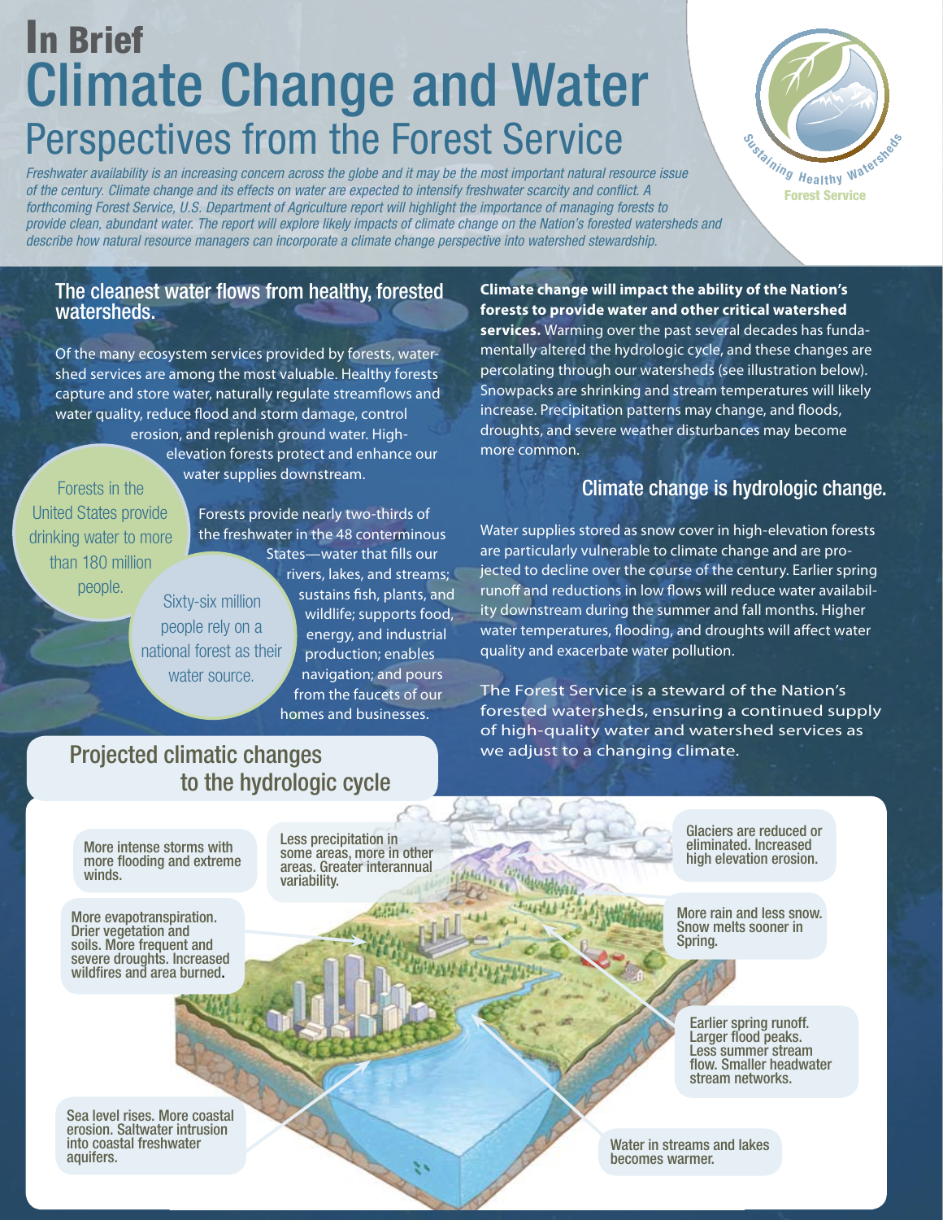# In Brief
# Climate Change and Water
## Perspectives from the Forest Service

*Freshwater availability is an increasing concern across the globe and it may be the most important natural resource issue of the century. Climate change and its effects on water are expected to intensify freshwater scarcity and conflict. A forthcoming Forest Service, U.S. Department of Agriculture report will highlight the importance of managing forests to provide clean, abundant water. The report will explore likely impacts of climate change on the Nation's forested watersheds and describe how natural resource managers can incorporate a climate change perspective into watershed stewardship.*

Sustaining Healthy Watersheds
Forest Service

## The cleanest water flows from healthy, forested watersheds.

Of the many ecosystem services provided by forests, watershed services are among the most valuable. Healthy forests capture and store water, naturally regulate streamflows and water quality, reduce flood and storm damage, control erosion, and replenish ground water. High-elevation forests protect and enhance our water supplies downstream.

Forests in the United States provide drinking water to more than 180 million people.

Sixty-six million people rely on a national forest as their water source.

Forests provide nearly two-thirds of the freshwater in the 48 conterminous States—water that fills our rivers, lakes, and streams; sustains fish, plants, and wildlife; supports food, energy, and industrial production; enables navigation; and pours from the faucets of our homes and businesses.

**Climate change will impact the ability of the Nation's forests to provide water and other critical watershed services.** Warming over the past several decades has fundamentally altered the hydrologic cycle, and these changes are percolating through our watersheds (see illustration below). Snowpacks are shrinking and stream temperatures will likely increase. Precipitation patterns may change, and floods, droughts, and severe weather disturbances may become more common.

## Climate change is hydrologic change.

Water supplies stored as snow cover in high-elevation forests are particularly vulnerable to climate change and are projected to decline over the course of the century. Earlier spring runoff and reductions in low flows will reduce water availability downstream during the summer and fall months. Higher water temperatures, flooding, and droughts will affect water quality and exacerbate water pollution.

The Forest Service is a steward of the Nation's forested watersheds, ensuring a continued supply of high-quality water and watershed services as we adjust to a changing climate.

## Projected climatic changes to the hydrologic cycle

More intense storms with more flooding and extreme winds.

Less precipitation in some areas, more in other areas. Greater interannual variability.

Glaciers are reduced or eliminated. Increased high elevation erosion.

More evapotranspiration. Drier vegetation and soils. More frequent and severe droughts. Increased wildfires and area burned.

More rain and less snow. Snow melts sooner in Spring.

Earlier spring runoff. Larger flood peaks. Less summer stream flow. Smaller headwater stream networks.

Sea level rises. More coastal erosion. Saltwater intrusion into coastal freshwater aquifers.

Water in streams and lakes becomes warmer.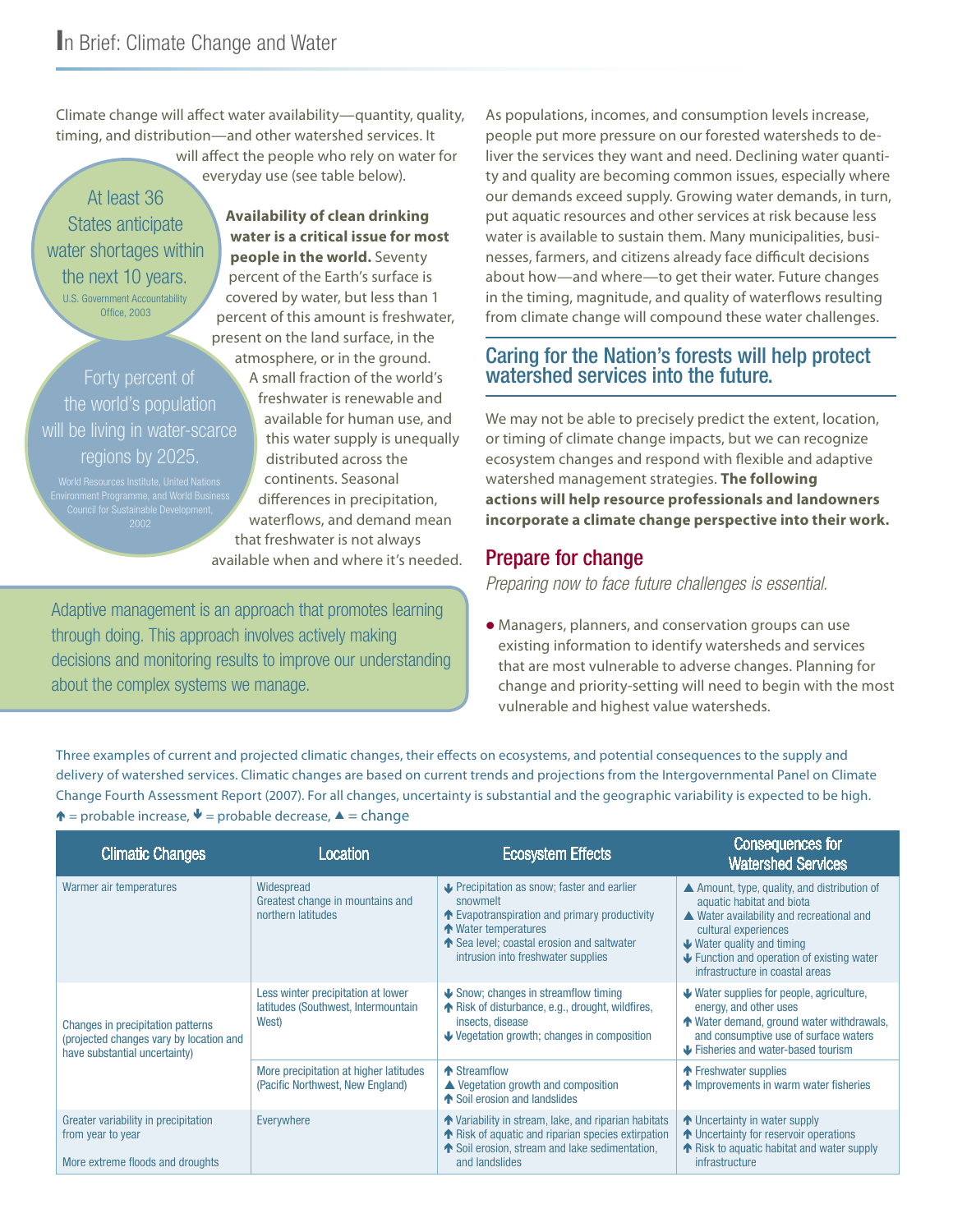# In Brief: Climate Change and Water

Climate change will affect water availability—quantity, quality, timing, and distribution—and other watershed services. It will affect the people who rely on water for everyday use (see table below).

At least 36 States anticipate water shortages within the next 10 years.
U.S. Government Accountability Office, 2003

Forty percent of the world's population will be living in water-scarce regions by 2025.
World Resources Institute, United Nations Environment Programme, and World Business Council for Sustainable Development, 2002

**Availability of clean drinking water is a critical issue for most people in the world.** Seventy percent of the Earth's surface is covered by water, but less than 1 percent of this amount is freshwater, present on the land surface, in the atmosphere, or in the ground. A small fraction of the world's freshwater is renewable and available for human use, and this water supply is unequally distributed across the continents. Seasonal differences in precipitation, waterflows, and demand mean that freshwater is not always available when and where it's needed.

Adaptive management is an approach that promotes learning through doing. This approach involves actively making decisions and monitoring results to improve our understanding about the complex systems we manage.

As populations, incomes, and consumption levels increase, people put more pressure on our forested watersheds to deliver the services they want and need. Declining water quantity and quality are becoming common issues, especially where our demands exceed supply. Growing water demands, in turn, put aquatic resources and other services at risk because less water is available to sustain them. Many municipalities, businesses, farmers, and citizens already face difficult decisions about how—and where—to get their water. Future changes in the timing, magnitude, and quality of waterflows resulting from climate change will compound these water challenges.

## Caring for the Nation's forests will help protect watershed services into the future.

We may not be able to precisely predict the extent, location, or timing of climate change impacts, but we can recognize ecosystem changes and respond with flexible and adaptive watershed management strategies. **The following actions will help resource professionals and landowners incorporate a climate change perspective into their work.**

### Prepare for change

*Preparing now to face future challenges is essential.*

- Managers, planners, and conservation groups can use existing information to identify watersheds and services that are most vulnerable to adverse changes. Planning for change and priority-setting will need to begin with the most vulnerable and highest value watersheds.

Three examples of current and projected climatic changes, their effects on ecosystems, and potential consequences to the supply and delivery of watershed services. Climatic changes are based on current trends and projections from the Intergovernmental Panel on Climate Change Fourth Assessment Report (2007). For all changes, uncertainty is substantial and the geographic variability is expected to be high.
↑ = probable increase, ↓ = probable decrease, ▲ = change

| Climatic Changes | Location | Ecosystem Effects | Consequences for Watershed Services |
|---|---|---|---|
| Warmer air temperatures | Widespread<br>Greatest change in mountains and northern latitudes | ↓ Precipitation as snow; faster and earlier snowmelt<br>↑ Evapotranspiration and primary productivity<br>↑ Water temperatures<br>↑ Sea level; coastal erosion and saltwater intrusion into freshwater supplies | ▲ Amount, type, quality, and distribution of aquatic habitat and biota<br>▲ Water availability and recreational and cultural experiences<br>↓ Water quality and timing<br>↓ Function and operation of existing water infrastructure in coastal areas |
| Changes in precipitation patterns (projected changes vary by location and have substantial uncertainty) | Less winter precipitation at lower latitudes (Southwest, Intermountain West) | ↓ Snow; changes in streamflow timing<br>↑ Risk of disturbance, e.g., drought, wildfires, insects, disease<br>↓ Vegetation growth; changes in composition | ↓ Water supplies for people, agriculture, energy, and other uses<br>↑ Water demand, ground water withdrawals, and consumptive use of surface waters<br>↓ Fisheries and water-based tourism |
| | More precipitation at higher latitudes (Pacific Northwest, New England) | ↑ Streamflow<br>▲ Vegetation growth and composition<br>↑ Soil erosion and landslides | ↑ Freshwater supplies<br>↑ Improvements in warm water fisheries |
| Greater variability in precipitation from year to year<br><br>More extreme floods and droughts | Everywhere | ↑ Variability in stream, lake, and riparian habitats<br>↑ Risk of aquatic and riparian species extirpation<br>↑ Soil erosion, stream and lake sedimentation, and landslides | ↑ Uncertainty in water supply<br>↑ Uncertainty for reservoir operations<br>↑ Risk to aquatic habitat and water supply infrastructure |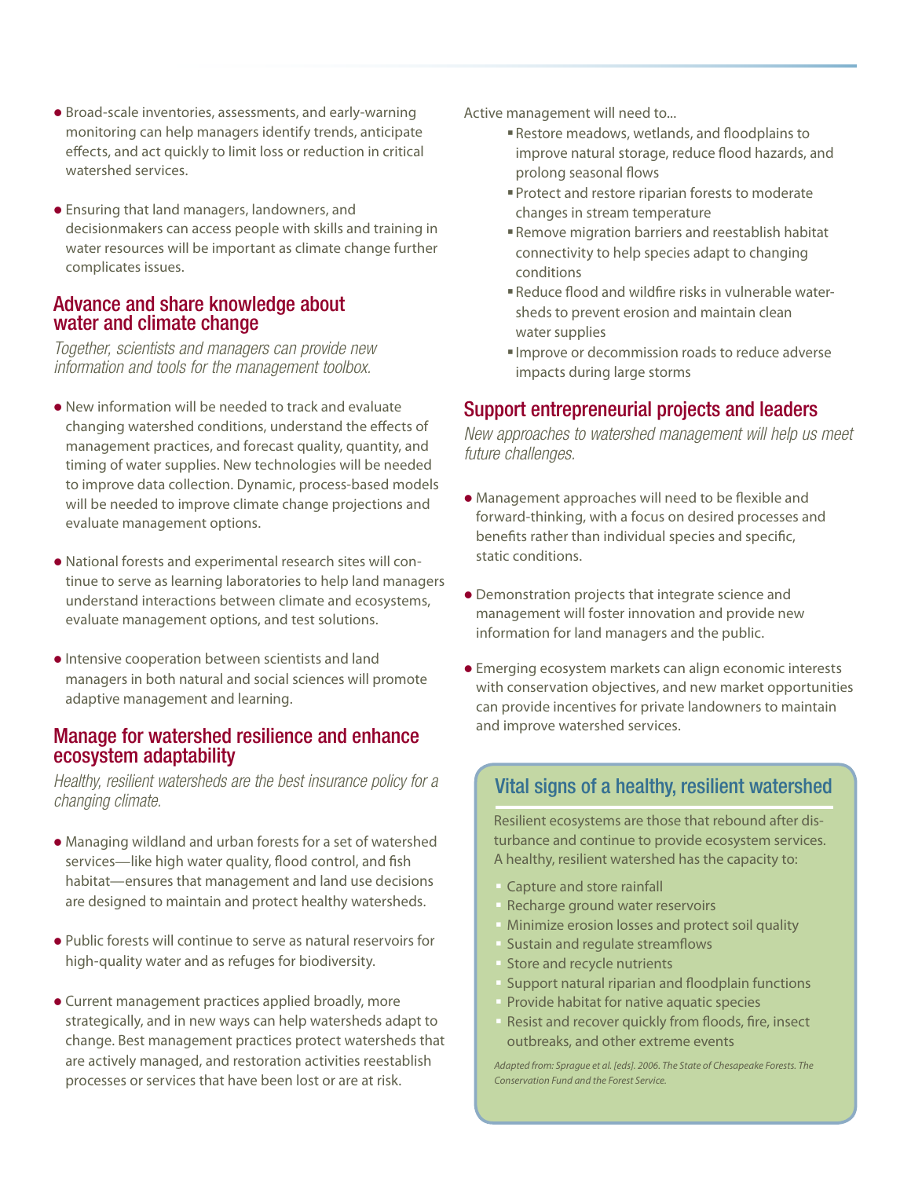- Broad-scale inventories, assessments, and early-warning monitoring can help managers identify trends, anticipate effects, and act quickly to limit loss or reduction in critical watershed services.

- Ensuring that land managers, landowners, and decisionmakers can access people with skills and training in water resources will be important as climate change further complicates issues.

## Advance and share knowledge about water and climate change

*Together, scientists and managers can provide new information and tools for the management toolbox.*

- New information will be needed to track and evaluate changing watershed conditions, understand the effects of management practices, and forecast quality, quantity, and timing of water supplies. New technologies will be needed to improve data collection. Dynamic, process-based models will be needed to improve climate change projections and evaluate management options.

- National forests and experimental research sites will continue to serve as learning laboratories to help land managers understand interactions between climate and ecosystems, evaluate management options, and test solutions.

- Intensive cooperation between scientists and land managers in both natural and social sciences will promote adaptive management and learning.

## Manage for watershed resilience and enhance ecosystem adaptability

*Healthy, resilient watersheds are the best insurance policy for a changing climate.*

- Managing wildland and urban forests for a set of watershed services—like high water quality, flood control, and fish habitat—ensures that management and land use decisions are designed to maintain and protect healthy watersheds.

- Public forests will continue to serve as natural reservoirs for high-quality water and as refuges for biodiversity.

- Current management practices applied broadly, more strategically, and in new ways can help watersheds adapt to change. Best management practices protect watersheds that are actively managed, and restoration activities reestablish processes or services that have been lost or are at risk.

Active management will need to...

- Restore meadows, wetlands, and floodplains to improve natural storage, reduce flood hazards, and prolong seasonal flows
- Protect and restore riparian forests to moderate changes in stream temperature
- Remove migration barriers and reestablish habitat connectivity to help species adapt to changing conditions
- Reduce flood and wildfire risks in vulnerable watersheds to prevent erosion and maintain clean water supplies
- Improve or decommission roads to reduce adverse impacts during large storms

## Support entrepreneurial projects and leaders

*New approaches to watershed management will help us meet future challenges.*

- Management approaches will need to be flexible and forward-thinking, with a focus on desired processes and benefits rather than individual species and specific, static conditions.

- Demonstration projects that integrate science and management will foster innovation and provide new information for land managers and the public.

- Emerging ecosystem markets can align economic interests with conservation objectives, and new market opportunities can provide incentives for private landowners to maintain and improve watershed services.

### Vital signs of a healthy, resilient watershed

Resilient ecosystems are those that rebound after disturbance and continue to provide ecosystem services. A healthy, resilient watershed has the capacity to:

- Capture and store rainfall
- Recharge ground water reservoirs
- Minimize erosion losses and protect soil quality
- Sustain and regulate streamflows
- Store and recycle nutrients
- Support natural riparian and floodplain functions
- Provide habitat for native aquatic species
- Resist and recover quickly from floods, fire, insect outbreaks, and other extreme events

*Adapted from: Sprague et al. [eds]. 2006. The State of Chesapeake Forests. The Conservation Fund and the Forest Service.*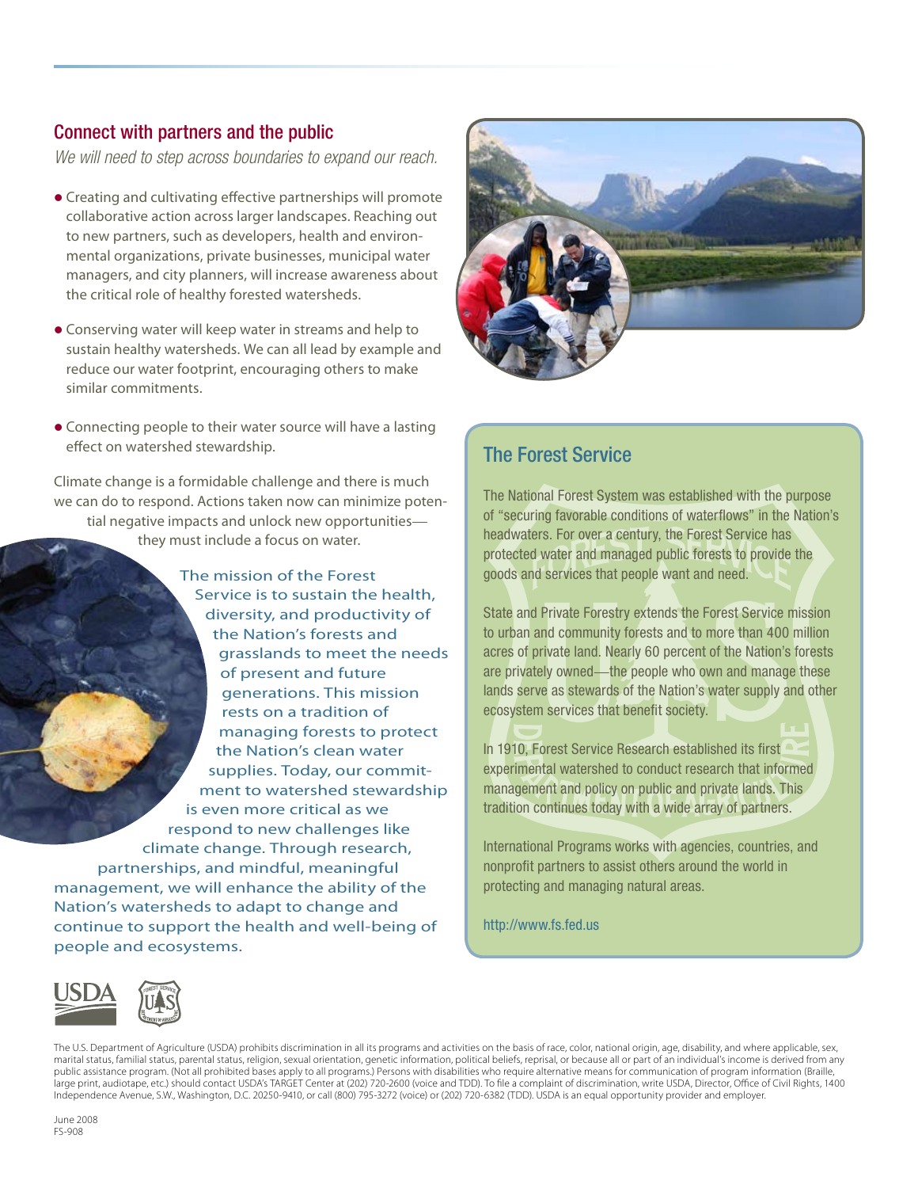## Connect with partners and the public

*We will need to step across boundaries to expand our reach.*

- Creating and cultivating effective partnerships will promote collaborative action across larger landscapes. Reaching out to new partners, such as developers, health and environmental organizations, private businesses, municipal water managers, and city planners, will increase awareness about the critical role of healthy forested watersheds.
- Conserving water will keep water in streams and help to sustain healthy watersheds. We can all lead by example and reduce our water footprint, encouraging others to make similar commitments.
- Connecting people to their water source will have a lasting effect on watershed stewardship.

Climate change is a formidable challenge and there is much we can do to respond. Actions taken now can minimize potential negative impacts and unlock new opportunities—they must include a focus on water.

The mission of the Forest Service is to sustain the health, diversity, and productivity of the Nation's forests and grasslands to meet the needs of present and future generations. This mission rests on a tradition of managing forests to protect the Nation's clean water supplies. Today, our commitment to watershed stewardship is even more critical as we respond to new challenges like climate change. Through research, partnerships, and mindful, meaningful management, we will enhance the ability of the Nation's watersheds to adapt to change and continue to support the health and well-being of people and ecosystems.

## The Forest Service

The National Forest System was established with the purpose of "securing favorable conditions of waterflows" in the Nation's headwaters. For over a century, the Forest Service has protected water and managed public forests to provide the goods and services that people want and need.

State and Private Forestry extends the Forest Service mission to urban and community forests and to more than 400 million acres of private land. Nearly 60 percent of the Nation's forests are privately owned—the people who own and manage these lands serve as stewards of the Nation's water supply and other ecosystem services that benefit society.

In 1910, Forest Service Research established its first experimental watershed to conduct research that informed management and policy on public and private lands. This tradition continues today with a wide array of partners.

International Programs works with agencies, countries, and nonprofit partners to assist others around the world in protecting and managing natural areas.

http://www.fs.fed.us

The U.S. Department of Agriculture (USDA) prohibits discrimination in all its programs and activities on the basis of race, color, national origin, age, disability, and where applicable, sex, marital status, familial status, parental status, religion, sexual orientation, genetic information, political beliefs, reprisal, or because all or part of an individual's income is derived from any public assistance program. (Not all prohibited bases apply to all programs.) Persons with disabilities who require alternative means for communication of program information (Braille, large print, audiotape, etc.) should contact USDA's TARGET Center at (202) 720-2600 (voice and TDD). To file a complaint of discrimination, write USDA, Director, Office of Civil Rights, 1400 Independence Avenue, S.W., Washington, D.C. 20250-9410, or call (800) 795-3272 (voice) or (202) 720-6382 (TDD). USDA is an equal opportunity provider and employer.

June 2008
FS-908